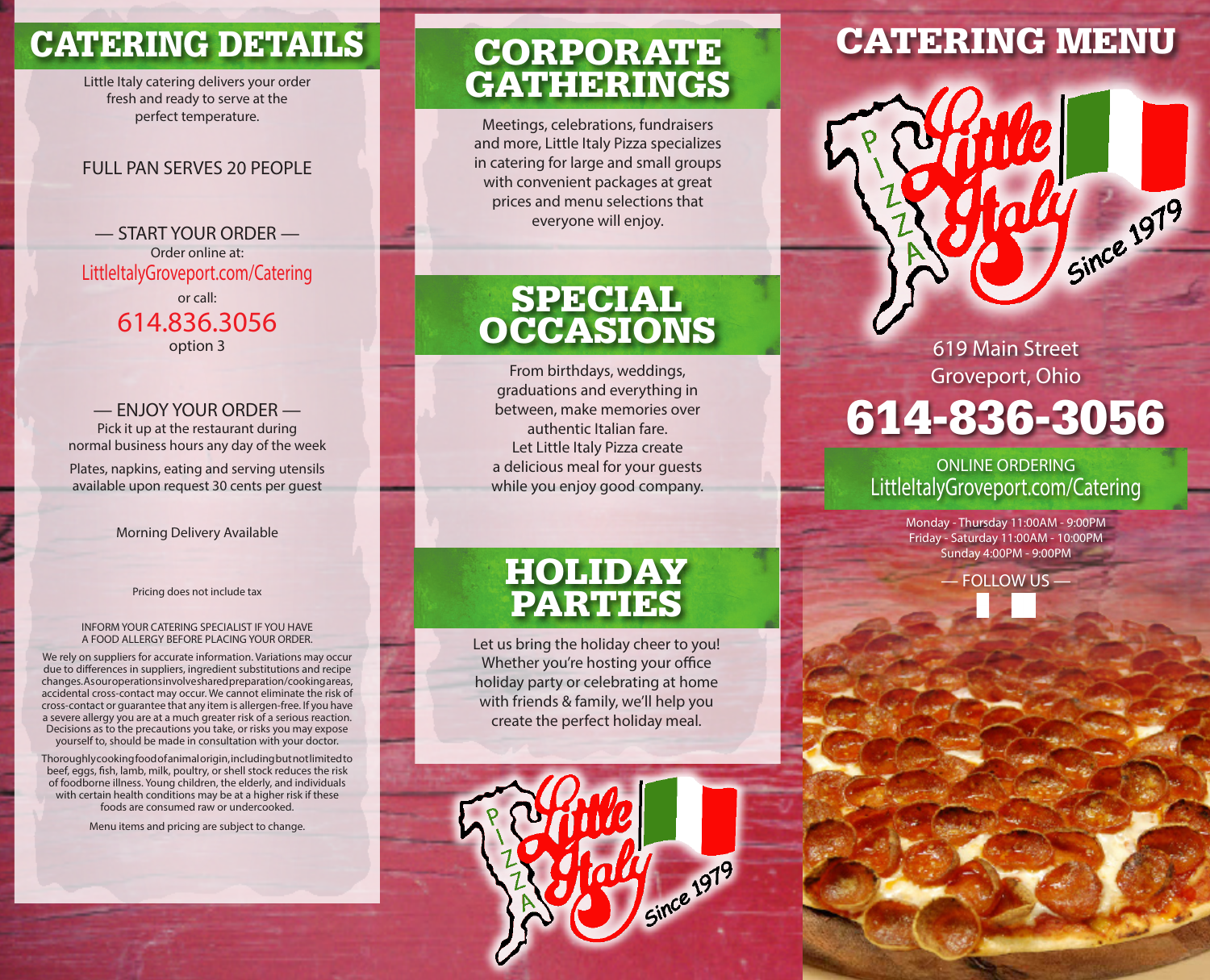## CATERING DETAILS

Little Italy catering delivers your order fresh and ready to serve at the perfect temperature.

FULL PAN SERVES 20 PEOPLE

— START YOUR ORDER —

Order online at:
LittleItalyGroveport.com/Catering
or call:
614.836.3056
option 3

— ENJOY YOUR ORDER —

Pick it up at the restaurant during normal business hours any day of the week

Plates, napkins, eating and serving utensils available upon request 30 cents per guest

Morning Delivery Available

Pricing does not include tax

INFORM YOUR CATERING SPECIALIST IF YOU HAVE A FOOD ALLERGY BEFORE PLACING YOUR ORDER.

We rely on suppliers for accurate information. Variations may occur due to differences in suppliers, ingredient substitutions and recipe changes. As our operations involve shared preparation/cooking areas, accidental cross-contact may occur. We cannot eliminate the risk of cross-contact or guarantee that any item is allergen-free. If you have a severe allergy you are at a much greater risk of a serious reaction. Decisions as to the precautions you take, or risks you may expose yourself to, should be made in consultation with your doctor.

Thoroughly cooking food of animal origin, including but not limited to beef, eggs, fish, lamb, milk, poultry, or shell stock reduces the risk of foodborne illness. Young children, the elderly, and individuals with certain health conditions may be at a higher risk if these foods are consumed raw or undercooked.

Menu items and pricing are subject to change.

## CORPORATE GATHERINGS

Meetings, celebrations, fundraisers and more, Little Italy Pizza specializes in catering for large and small groups with convenient packages at great prices and menu selections that everyone will enjoy.

## SPECIAL OCCASIONS

From birthdays, weddings, graduations and everything in between, make memories over authentic Italian fare. Let Little Italy Pizza create a delicious meal for your guests while you enjoy good company.

## HOLIDAY PARTIES

Let us bring the holiday cheer to you! Whether you're hosting your office holiday party or celebrating at home with friends & family, we'll help you create the perfect holiday meal.

Pizza Little Italy Since 1979

## CATERING MENU

Pizza Little Italy Since 1979

619 Main Street
Groveport, Ohio

# 614-836-3056

ONLINE ORDERING
LittleItalyGroveport.com/Catering

Monday - Thursday 11:00AM - 9:00PM
Friday - Saturday 11:00AM - 10:00PM
Sunday 4:00PM - 9:00PM

— FOLLOW US —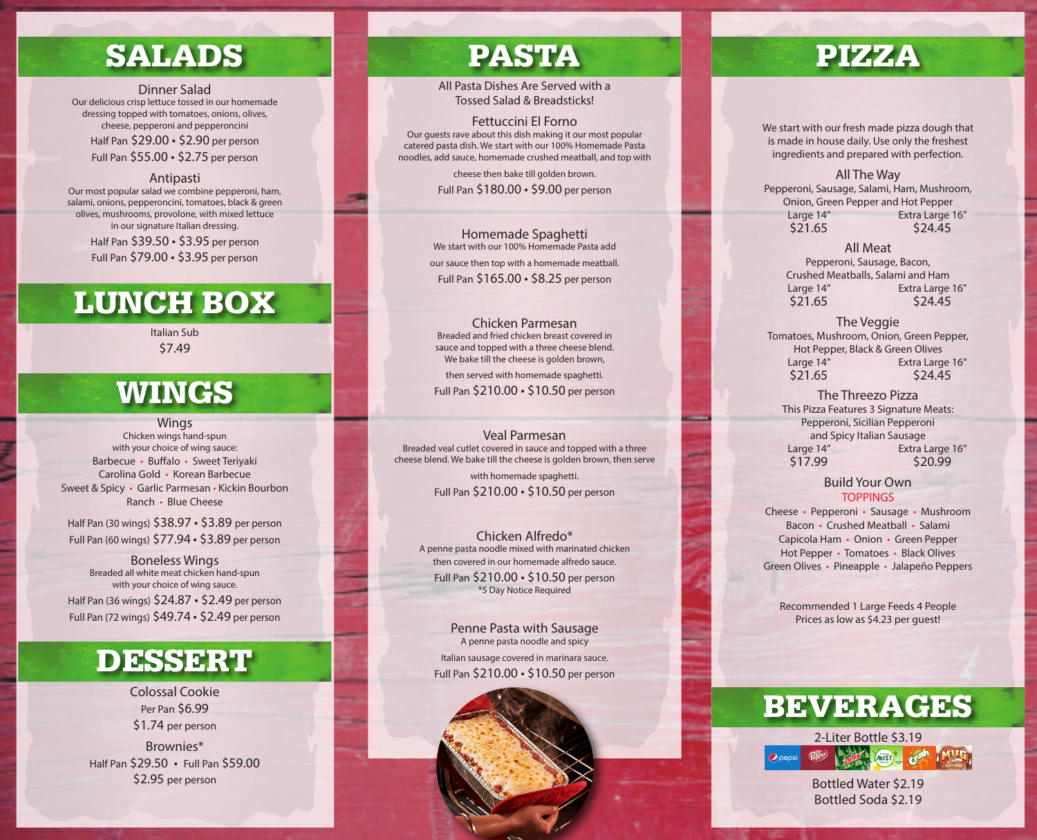# SALADS

### Dinner Salad

Our delicious crisp lettuce tossed in our homemade dressing topped with tomatoes, onions, olives, cheese, pepperoni and pepperoncini

Half Pan $29.00 • $2.90 per person
Full Pan $55.00 • $2.75 per person

### Antipasti

Our most popular salad we combine pepperoni, ham, salami, onions, pepperoncini, tomatoes, black & green olives, mushrooms, provolone, with mixed lettuce in our signature Italian dressing.

Half Pan $39.50 • $3.95 per person
Full Pan $79.00 • $3.95 per person

# LUNCH BOX

Italian Sub
$7.49

# WINGS

### Wings

Chicken wings hand-spun with your choice of wing sauce:
Barbecue • Buffalo • Sweet Teriyaki
Carolina Gold • Korean Barbecue
Sweet & Spicy • Garlic Parmesan • Kickin Bourbon
Ranch • Blue Cheese

Half Pan (30 wings) $38.97 • $3.89 per person
Full Pan (60 wings) $77.94 • $3.89 per person

### Boneless Wings

Breaded all white meat chicken hand-spun with your choice of wing sauce.

Half Pan (36 wings) $24.87 • $2.49 per person
Full Pan (72 wings) $49.74 • $2.49 per person

# DESSERT

### Colossal Cookie

Per Pan $6.99
$1.74 per person

### Brownies*

Half Pan $29.50 • Full Pan $59.00
$2.95 per person

# PASTA

All Pasta Dishes Are Served with a Tossed Salad & Breadsticks!

### Fettuccini El Forno

Our guests rave about this dish making it our most popular catered pasta dish. We start with our 100% Homemade Pasta noodles, add sauce, homemade crushed meatball, and top with cheese then bake till golden brown.

Full Pan $180.00 • $9.00 per person

### Homemade Spaghetti

We start with our 100% Homemade Pasta add our sauce then top with a homemade meatball.

Full Pan $165.00 • $8.25 per person

### Chicken Parmesan

Breaded and fried chicken breast covered in sauce and topped with a three cheese blend. We bake till the cheese is golden brown, then served with homemade spaghetti.

Full Pan $210.00 • $10.50 per person

### Veal Parmesan

Breaded veal cutlet covered in sauce and topped with a three cheese blend. We bake till the cheese is golden brown, then serve with homemade spaghetti.

Full Pan $210.00 • $10.50 per person

### Chicken Alfredo*

A penne pasta noodle mixed with marinated chicken then covered in our homemade alfredo sauce.

Full Pan $210.00 • $10.50 per person
*5 Day Notice Required

### Penne Pasta with Sausage

A penne pasta noodle and spicy Italian sausage covered in marinara sauce.

Full Pan $210.00 • $10.50 per person

# PIZZA

We start with our fresh made pizza dough that is made in house daily. Use only the freshest ingredients and prepared with perfection.

### All The Way

Pepperoni, Sausage, Salami, Ham, Mushroom, Onion, Green Pepper and Hot Pepper

| Large 14" | Extra Large 16" |
| --- | --- |
| $21.65 | $24.45 |

### All Meat

Pepperoni, Sausage, Bacon, Crushed Meatballs, Salami and Ham

| Large 14" | Extra Large 16" |
| --- | --- |
| $21.65 | $24.45 |

### The Veggie

Tomatoes, Mushroom, Onion, Green Pepper, Hot Pepper, Black & Green Olives

| Large 14" | Extra Large 16" |
| --- | --- |
| $21.65 | $24.45 |

### The Threezo Pizza

This Pizza Features 3 Signature Meats: Pepperoni, Sicilian Pepperoni and Spicy Italian Sausage

| Large 14" | Extra Large 16" |
| --- | --- |
| $17.99 | $20.99 |

### Build Your Own

TOPPINGS

Cheese • Pepperoni • Sausage • Mushroom
Bacon • Crushed Meatball • Salami
Capicola Ham • Onion • Green Pepper
Hot Pepper • Tomatoes • Black Olives
Green Olives • Pineapple • Jalapeño Peppers

Recommended 1 Large Feeds 4 People
Prices as low as $4.23 per guest!

# BEVERAGES

2-Liter Bottle $3.19

Bottled Water $2.19
Bottled Soda $2.19